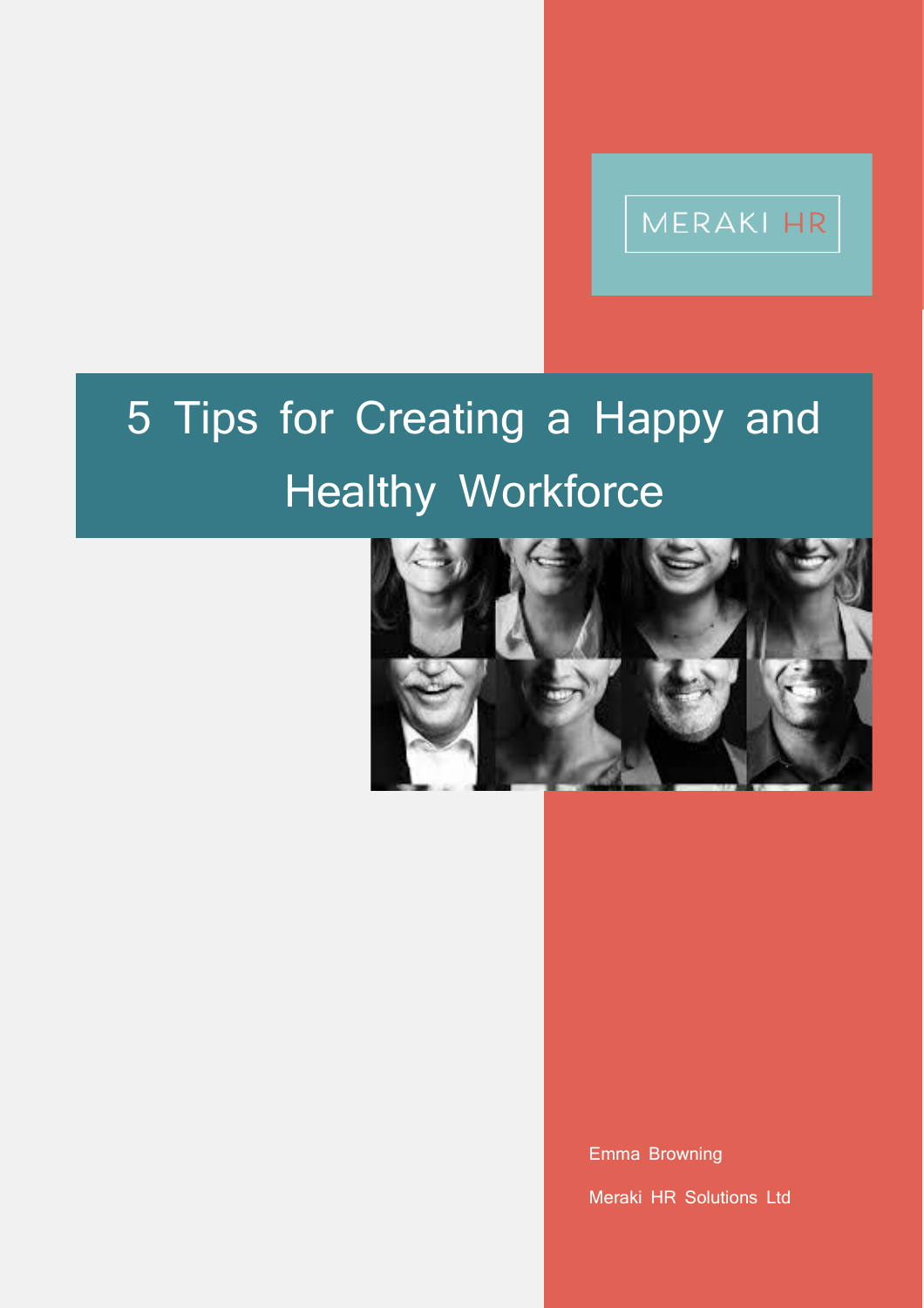MERAKI HR

# 5 Tips for Creating a Happy and Healthy Workforce

Emma Browning

Meraki HR Solutions Ltd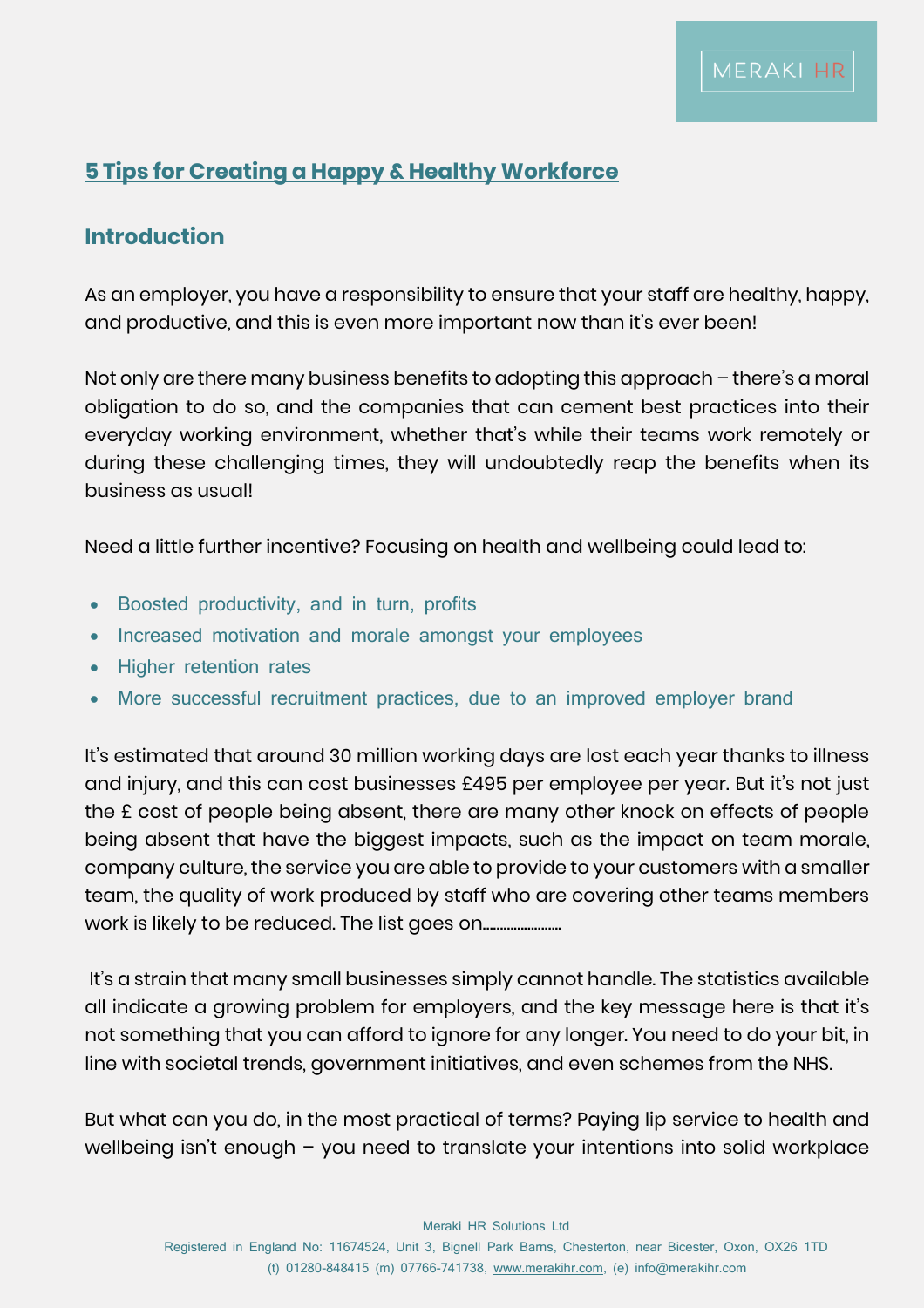## 5 Tips for Creating a Happy & Healthy Workforce

## Introduction

As an employer, you have a responsibility to ensure that your staff are healthy, happy, and productive, and this is even more important now than it's ever been!

Not only are there many business benefits to adopting this approach – there's a moral obligation to do so, and the companies that can cement best practices into their everyday working environment, whether that's while their teams work remotely or during these challenging times, they will undoubtedly reap the benefits when its business as usual!

Need a little further incentive? Focusing on health and wellbeing could lead to:

- Boosted productivity, and in turn, profits
- Increased motivation and morale amongst your employees
- Higher retention rates
- More successful recruitment practices, due to an improved employer brand

It's estimated that around 30 million working days are lost each year thanks to illness and injury, and this can cost businesses £495 per employee per year. But it's not just the £ cost of people being absent, there are many other knock on effects of people being absent that have the biggest impacts, such as the impact on team morale, company culture, the service you are able to provide to your customers with a smaller team, the quality of work produced by staff who are covering other teams members work is likely to be reduced. The list goes on……………………

It's a strain that many small businesses simply cannot handle. The statistics available all indicate a growing problem for employers, and the key message here is that it's not something that you can afford to ignore for any longer. You need to do your bit, in line with societal trends, government initiatives, and even schemes from the NHS.

But what can you do, in the most practical of terms? Paying lip service to health and wellbeing isn't enough – you need to translate your intentions into solid workplace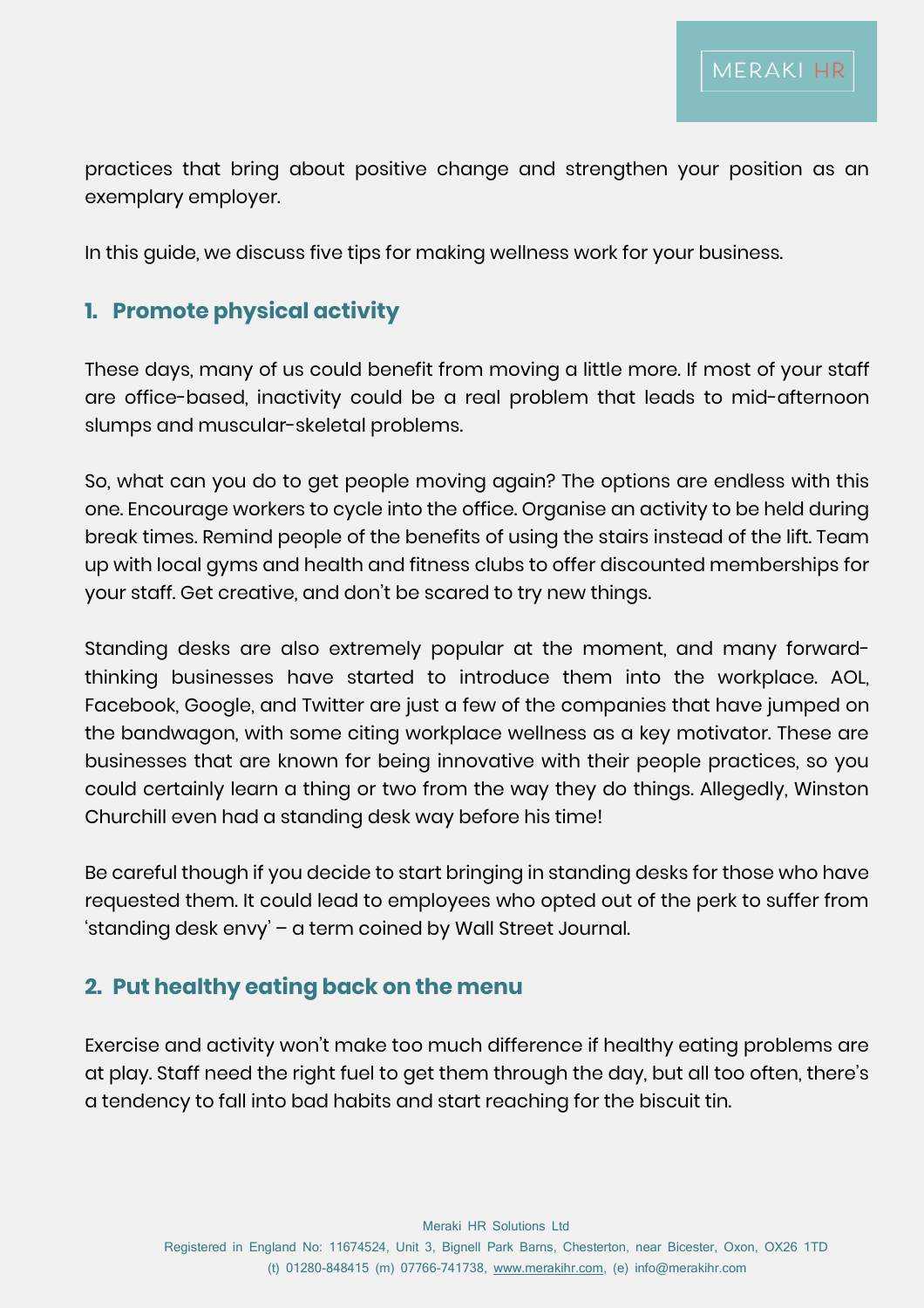practices that bring about positive change and strengthen your position as an exemplary employer.

In this guide, we discuss five tips for making wellness work for your business.

## 1. Promote physical activity

These days, many of us could benefit from moving a little more. If most of your staff are office-based, inactivity could be a real problem that leads to mid-afternoon slumps and muscular-skeletal problems.

So, what can you do to get people moving again? The options are endless with this one. Encourage workers to cycle into the office. Organise an activity to be held during break times. Remind people of the benefits of using the stairs instead of the lift. Team up with local gyms and health and fitness clubs to offer discounted memberships for your staff. Get creative, and don't be scared to try new things.

Standing desks are also extremely popular at the moment, and many forward-thinking businesses have started to introduce them into the workplace. AOL, Facebook, Google, and Twitter are just a few of the companies that have jumped on the bandwagon, with some citing workplace wellness as a key motivator. These are businesses that are known for being innovative with their people practices, so you could certainly learn a thing or two from the way they do things. Allegedly, Winston Churchill even had a standing desk way before his time!

Be careful though if you decide to start bringing in standing desks for those who have requested them. It could lead to employees who opted out of the perk to suffer from 'standing desk envy' – a term coined by Wall Street Journal.

## 2. Put healthy eating back on the menu

Exercise and activity won't make too much difference if healthy eating problems are at play. Staff need the right fuel to get them through the day, but all too often, there's a tendency to fall into bad habits and start reaching for the biscuit tin.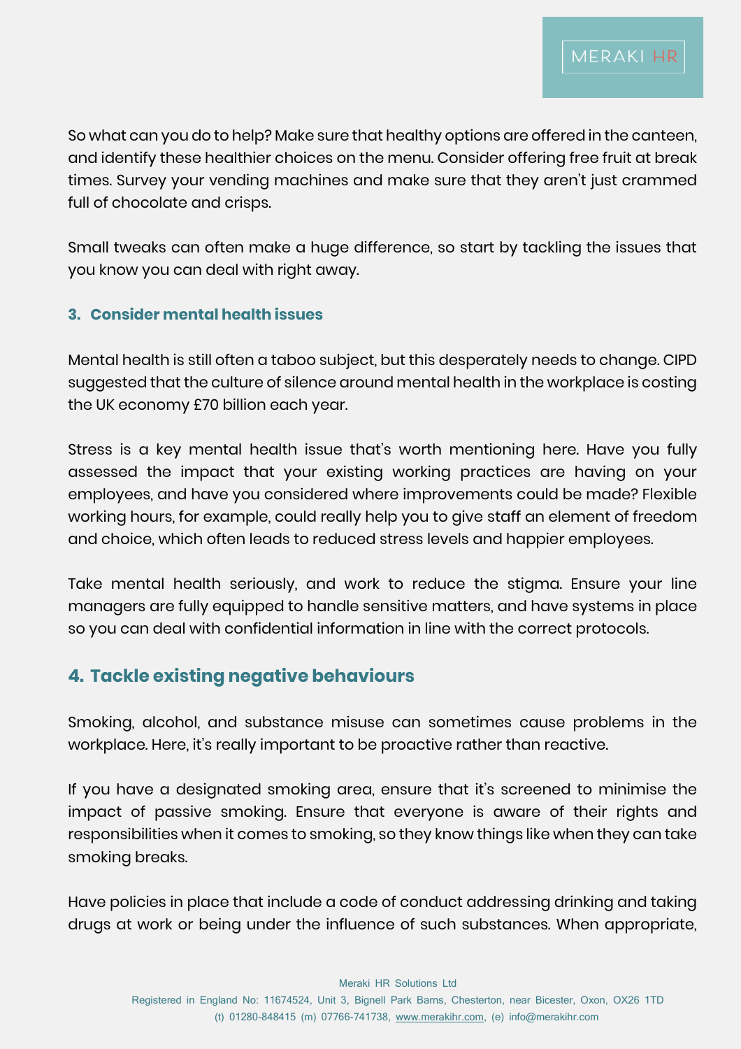So what can you do to help? Make sure that healthy options are offered in the canteen, and identify these healthier choices on the menu. Consider offering free fruit at break times. Survey your vending machines and make sure that they aren't just crammed full of chocolate and crisps.

Small tweaks can often make a huge difference, so start by tackling the issues that you know you can deal with right away.

### 3. Consider mental health issues

Mental health is still often a taboo subject, but this desperately needs to change. CIPD suggested that the culture of silence around mental health in the workplace is costing the UK economy £70 billion each year.

Stress is a key mental health issue that's worth mentioning here. Have you fully assessed the impact that your existing working practices are having on your employees, and have you considered where improvements could be made? Flexible working hours, for example, could really help you to give staff an element of freedom and choice, which often leads to reduced stress levels and happier employees.

Take mental health seriously, and work to reduce the stigma. Ensure your line managers are fully equipped to handle sensitive matters, and have systems in place so you can deal with confidential information in line with the correct protocols.

## 4. Tackle existing negative behaviours

Smoking, alcohol, and substance misuse can sometimes cause problems in the workplace. Here, it's really important to be proactive rather than reactive.

If you have a designated smoking area, ensure that it's screened to minimise the impact of passive smoking. Ensure that everyone is aware of their rights and responsibilities when it comes to smoking, so they know things like when they can take smoking breaks.

Have policies in place that include a code of conduct addressing drinking and taking drugs at work or being under the influence of such substances. When appropriate,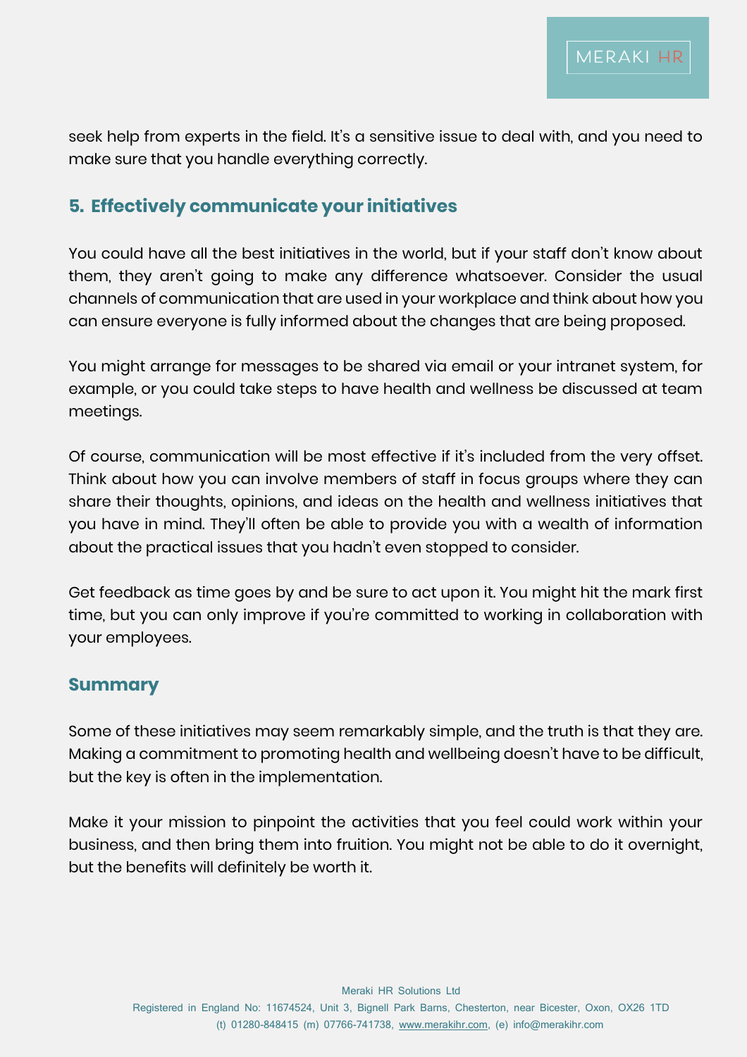seek help from experts in the field. It's a sensitive issue to deal with, and you need to make sure that you handle everything correctly.

## 5. Effectively communicate your initiatives

You could have all the best initiatives in the world, but if your staff don't know about them, they aren't going to make any difference whatsoever. Consider the usual channels of communication that are used in your workplace and think about how you can ensure everyone is fully informed about the changes that are being proposed.

You might arrange for messages to be shared via email or your intranet system, for example, or you could take steps to have health and wellness be discussed at team meetings.

Of course, communication will be most effective if it's included from the very offset. Think about how you can involve members of staff in focus groups where they can share their thoughts, opinions, and ideas on the health and wellness initiatives that you have in mind. They'll often be able to provide you with a wealth of information about the practical issues that you hadn't even stopped to consider.

Get feedback as time goes by and be sure to act upon it. You might hit the mark first time, but you can only improve if you're committed to working in collaboration with your employees.

## Summary

Some of these initiatives may seem remarkably simple, and the truth is that they are. Making a commitment to promoting health and wellbeing doesn't have to be difficult, but the key is often in the implementation.

Make it your mission to pinpoint the activities that you feel could work within your business, and then bring them into fruition. You might not be able to do it overnight, but the benefits will definitely be worth it.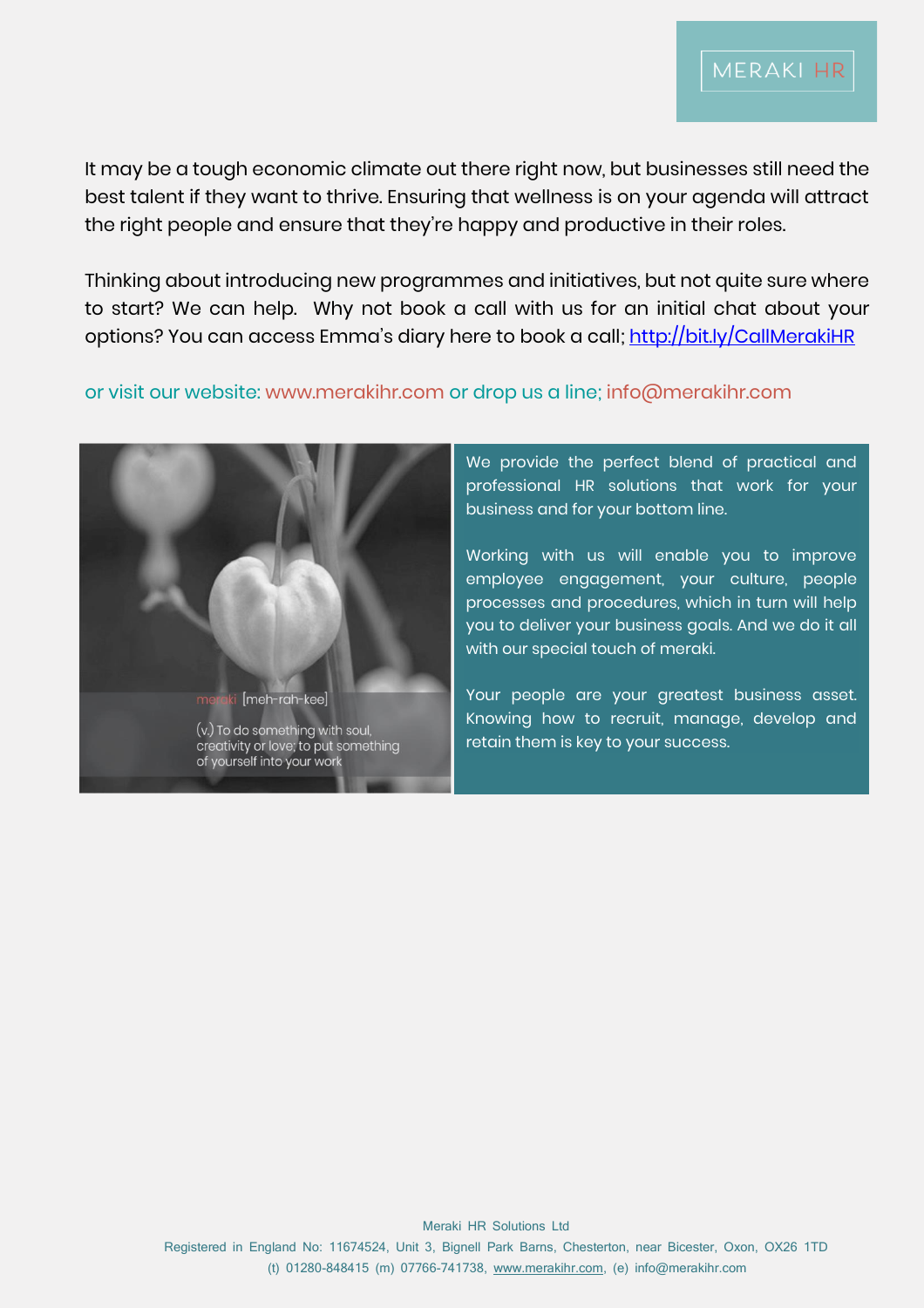MERAKI HR

It may be a tough economic climate out there right now, but businesses still need the best talent if they want to thrive. Ensuring that wellness is on your agenda will attract the right people and ensure that they're happy and productive in their roles.

Thinking about introducing new programmes and initiatives, but not quite sure where to start? We can help. Why not book a call with us for an initial chat about your options? You can access Emma's diary here to book a call; http://bit.ly/CallMerakiHR

or visit our website: www.merakihr.com or drop us a line; info@merakihr.com

meraki [meh-rah-kee]

(v.) To do something with soul, creativity or love; to put something of yourself into your work

We provide the perfect blend of practical and professional HR solutions that work for your business and for your bottom line.

Working with us will enable you to improve employee engagement, your culture, people processes and procedures, which in turn will help you to deliver your business goals. And we do it all with our special touch of meraki.

Your people are your greatest business asset. Knowing how to recruit, manage, develop and retain them is key to your success.

Meraki HR Solutions Ltd
Registered in England No: 11674524, Unit 3, Bignell Park Barns, Chesterton, near Bicester, Oxon, OX26 1TD
(t) 01280-848415 (m) 07766-741738, www.merakihr.com, (e) info@merakihr.com